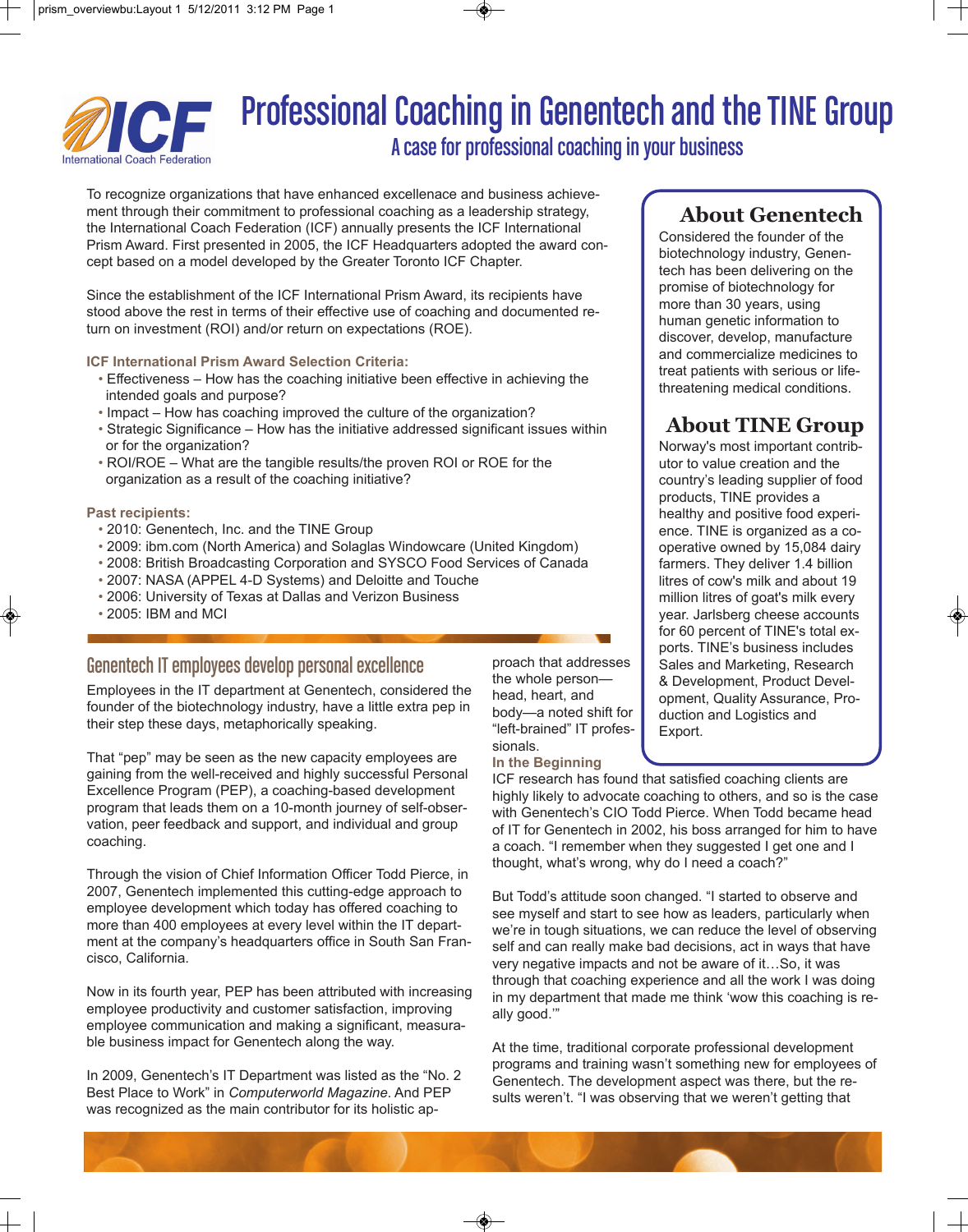# Professional Coaching in Genentech and the TINE Group

## A case for professional coaching in your business

To recognize organizations that have enhanced excellenace and business achievement through their commitment to professional coaching as a leadership strategy, the International Coach Federation (ICF) annually presents the ICF International Prism Award. First presented in 2005, the ICF Headquarters adopted the award concept based on a model developed by the Greater Toronto ICF Chapter.

Since the establishment of the ICF International Prism Award, its recipients have stood above the rest in terms of their effective use of coaching and documented return on investment (ROI) and/or return on expectations (ROE).

**ICF International Prism Award Selection Criteria:**

- Effectiveness – How has the coaching initiative been effective in achieving the intended goals and purpose?
- Impact – How has coaching improved the culture of the organization?
- Strategic Significance – How has the initiative addressed significant issues within or for the organization?
- ROI/ROE – What are the tangible results/the proven ROI or ROE for the organization as a result of the coaching initiative?

**Past recipients:**

- 2010: Genentech, Inc. and the TINE Group
- 2009: ibm.com (North America) and Solaglas Windowcare (United Kingdom)
- 2008: British Broadcasting Corporation and SYSCO Food Services of Canada
- 2007: NASA (APPEL 4-D Systems) and Deloitte and Touche
- 2006: University of Texas at Dallas and Verizon Business
- 2005: IBM and MCI

### About Genentech

Considered the founder of the biotechnology industry, Genentech has been delivering on the promise of biotechnology for more than 30 years, using human genetic information to discover, develop, manufacture and commercialize medicines to treat patients with serious or life-threatening medical conditions.

### About TINE Group

Norway's most important contributor to value creation and the country's leading supplier of food products, TINE provides a healthy and positive food experience. TINE is organized as a co-operative owned by 15,084 dairy farmers. They deliver 1.4 billion litres of cow's milk and about 19 million litres of goat's milk every year. Jarlsberg cheese accounts for 60 percent of TINE's total exports. TINE's business includes Sales and Marketing, Research & Development, Product Development, Quality Assurance, Production and Logistics and Export.

## Genentech IT employees develop personal excellence

Employees in the IT department at Genentech, considered the founder of the biotechnology industry, have a little extra pep in their step these days, metaphorically speaking.

That "pep" may be seen as the new capacity employees are gaining from the well-received and highly successful Personal Excellence Program (PEP), a coaching-based development program that leads them on a 10-month journey of self-observation, peer feedback and support, and individual and group coaching.

Through the vision of Chief Information Officer Todd Pierce, in 2007, Genentech implemented this cutting-edge approach to employee development which today has offered coaching to more than 400 employees at every level within the IT department at the company's headquarters office in South San Francisco, California.

Now in its fourth year, PEP has been attributed with increasing employee productivity and customer satisfaction, improving employee communication and making a significant, measurable business impact for Genentech along the way.

In 2009, Genentech's IT Department was listed as the "No. 2 Best Place to Work" in *Computerworld Magazine*. And PEP was recognized as the main contributor for its holistic approach that addresses the whole person—head, heart, and body—a noted shift for "left-brained" IT professionals.

**In the Beginning**

ICF research has found that satisfied coaching clients are highly likely to advocate coaching to others, and so is the case with Genentech's CIO Todd Pierce. When Todd became head of IT for Genentech in 2002, his boss arranged for him to have a coach. "I remember when they suggested I get one and I thought, what's wrong, why do I need a coach?"

But Todd's attitude soon changed. "I started to observe and see myself and start to see how as leaders, particularly when we're in tough situations, we can reduce the level of observing self and can really make bad decisions, act in ways that have very negative impacts and not be aware of it…So, it was through that coaching experience and all the work I was doing in my department that made me think 'wow this coaching is really good.'"

At the time, traditional corporate professional development programs and training wasn't something new for employees of Genentech. The development aspect was there, but the results weren't. "I was observing that we weren't getting that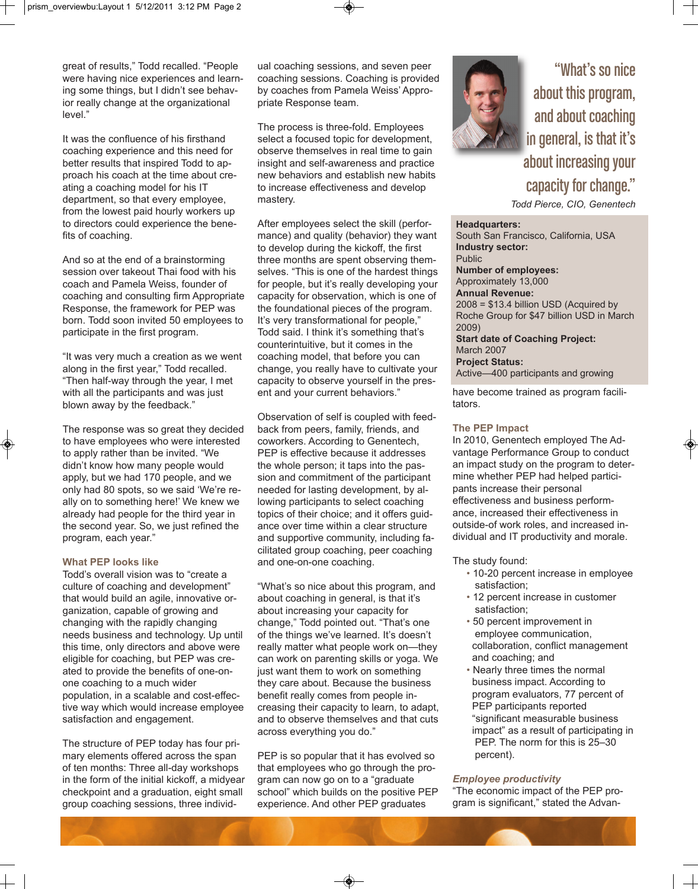great of results," Todd recalled. "People were having nice experiences and learning some things, but I didn't see behavior really change at the organizational level."

It was the confluence of his firsthand coaching experience and this need for better results that inspired Todd to approach his coach at the time about creating a coaching model for his IT department, so that every employee, from the lowest paid hourly workers up to directors could experience the benefits of coaching.

And so at the end of a brainstorming session over takeout Thai food with his coach and Pamela Weiss, founder of coaching and consulting firm Appropriate Response, the framework for PEP was born. Todd soon invited 50 employees to participate in the first program.

"It was very much a creation as we went along in the first year," Todd recalled. "Then half-way through the year, I met with all the participants and was just blown away by the feedback."

The response was so great they decided to have employees who were interested to apply rather than be invited. "We didn't know how many people would apply, but we had 170 people, and we only had 80 spots, so we said 'We're really on to something here!' We knew we already had people for the third year in the second year. So, we just refined the program, each year."

### What PEP looks like

Todd's overall vision was to "create a culture of coaching and development" that would build an agile, innovative organization, capable of growing and changing with the rapidly changing needs business and technology. Up until this time, only directors and above were eligible for coaching, but PEP was created to provide the benefits of one-on-one coaching to a much wider population, in a scalable and cost-effective way which would increase employee satisfaction and engagement.

The structure of PEP today has four primary elements offered across the span of ten months: Three all-day workshops in the form of the initial kickoff, a midyear checkpoint and a graduation, eight small group coaching sessions, three individual coaching sessions, and seven peer coaching sessions. Coaching is provided by coaches from Pamela Weiss' Appropriate Response team.

The process is three-fold. Employees select a focused topic for development, observe themselves in real time to gain insight and self-awareness and practice new behaviors and establish new habits to increase effectiveness and develop mastery.

After employees select the skill (performance) and quality (behavior) they want to develop during the kickoff, the first three months are spent observing themselves. "This is one of the hardest things for people, but it's really developing your capacity for observation, which is one of the foundational pieces of the program. It's very transformational for people," Todd said. I think it's something that's counterintuitive, but it comes in the coaching model, that before you can change, you really have to cultivate your capacity to observe yourself in the present and your current behaviors."

Observation of self is coupled with feedback from peers, family, friends, and coworkers. According to Genentech, PEP is effective because it addresses the whole person; it taps into the passion and commitment of the participant needed for lasting development, by allowing participants to select coaching topics of their choice; and it offers guidance over time within a clear structure and supportive community, including facilitated group coaching, peer coaching and one-on-one coaching.

"What's so nice about this program, and about coaching in general, is that it's about increasing your capacity for change," Todd pointed out. "That's one of the things we've learned. It doesn't really matter what people work on—they can work on parenting skills or yoga. We just want them to work on something they care about. Because the business benefit really comes from people increasing their capacity to learn, to adapt, and to observe themselves and that cuts across everything you do."

PEP is so popular that it has evolved so that employees who go through the program can now go on to a "graduate school" which builds on the positive PEP experience. And other PEP graduates have become trained as program facilitators.

> "What's so nice about this program, and about coaching in general, is that it's about increasing your capacity for change."
>
> *Todd Pierce, CIO, Genentech*

**Headquarters:**
South San Francisco, California, USA
**Industry sector:**
Public
**Number of employees:**
Approximately 13,000
**Annual Revenue:**
2008 = $13.4 billion USD (Acquired by Roche Group for $47 billion USD in March 2009)
**Start date of Coaching Project:**
March 2007
**Project Status:**
Active—400 participants and growing

### The PEP Impact

In 2010, Genentech employed The Advantage Performance Group to conduct an impact study on the program to determine whether PEP had helped participants increase their personal effectiveness and business performance, increased their effectiveness in outside-of work roles, and increased individual and IT productivity and morale.

The study found:

- 10-20 percent increase in employee satisfaction;
- 12 percent increase in customer satisfaction;
- 50 percent improvement in employee communication, collaboration, conflict management and coaching; and
- Nearly three times the normal business impact. According to program evaluators, 77 percent of PEP participants reported "significant measurable business impact" as a result of participating in PEP. The norm for this is 25–30 percent).

#### *Employee productivity*

"The economic impact of the PEP program is significant," stated the Advan-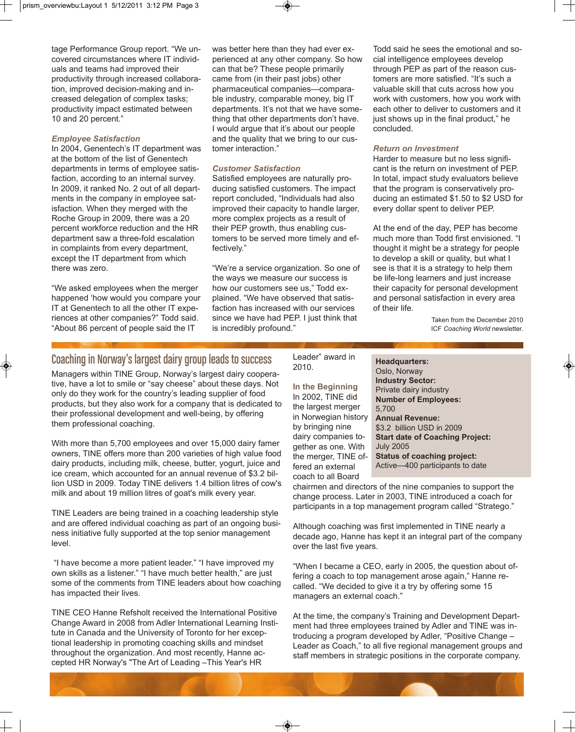tage Performance Group report. "We uncovered circumstances where IT individuals and teams had improved their productivity through increased collaboration, improved decision-making and increased delegation of complex tasks; productivity impact estimated between 10 and 20 percent."

### *Employee Satisfaction*

In 2004, Genentech's IT department was at the bottom of the list of Genentech departments in terms of employee satisfaction, according to an internal survey. In 2009, it ranked No. 2 out of all departments in the company in employee satisfaction. When they merged with the Roche Group in 2009, there was a 20 percent workforce reduction and the HR department saw a three-fold escalation in complaints from every department, except the IT department from which there was zero.

"We asked employees when the merger happened 'how would you compare your IT at Genentech to all the other IT experiences at other companies?" Todd said. "About 86 percent of people said the IT was better here than they had ever experienced at any other company. So how can that be? These people primarily came from (in their past jobs) other pharmaceutical companies—comparable industry, comparable money, big IT departments. It's not that we have something that other departments don't have. I would argue that it's about our people and the quality that we bring to our customer interaction."

### *Customer Satisfaction*

Satisfied employees are naturally producing satisfied customers. The impact report concluded, "Individuals had also improved their capacity to handle larger, more complex projects as a result of their PEP growth, thus enabling customers to be served more timely and effectively."

"We're a service organization. So one of the ways we measure our success is how our customers see us," Todd explained. "We have observed that satisfaction has increased with our services since we have had PEP. I just think that is incredibly profound."

Todd said he sees the emotional and social intelligence employees develop through PEP as part of the reason customers are more satisfied. "It's such a valuable skill that cuts across how you work with customers, how you work with each other to deliver to customers and it just shows up in the final product," he concluded.

### *Return on Investment*

Harder to measure but no less significant is the return on investment of PEP. In total, impact study evaluators believe that the program is conservatively producing an estimated $1.50 to $2 USD for every dollar spent to deliver PEP.

At the end of the day, PEP has become much more than Todd first envisioned. "I thought it might be a strategy for people to develop a skill or quality, but what I see is that it is a strategy to help them be life-long learners and just increase their capacity for personal development and personal satisfaction in every area of their life.

Taken from the December 2010 ICF *Coaching World* newsletter.

## Coaching in Norway's largest dairy group leads to success

**Headquarters:**
Oslo, Norway
**Industry Sector:**
Private dairy industry
**Number of Employees:**
5,700
**Annual Revenue:**
$3.2 billion USD in 2009
**Start date of Coaching Project:**
July 2005
**Status of coaching project:**
Active—400 participants to date

Managers within TINE Group, Norway's largest dairy cooperative, have a lot to smile or "say cheese" about these days. Not only do they work for the country's leading supplier of food products, but they also work for a company that is dedicated to their professional development and well-being, by offering them professional coaching.

With more than 5,700 employees and over 15,000 dairy famer owners, TINE offers more than 200 varieties of high value food dairy products, including milk, cheese, butter, yogurt, juice and ice cream, which accounted for an annual revenue of $3.2 billion USD in 2009. Today TINE delivers 1.4 billion litres of cow's milk and about 19 million litres of goat's milk every year.

TINE Leaders are being trained in a coaching leadership style and are offered individual coaching as part of an ongoing business initiative fully supported at the top senior management level.

"I have become a more patient leader." "I have improved my own skills as a listener." "I have much better health," are just some of the comments from TINE leaders about how coaching has impacted their lives.

TINE CEO Hanne Refsholt received the International Positive Change Award in 2008 from Adler International Learning Institute in Canada and the University of Toronto for her exceptional leadership in promoting coaching skills and mindset throughout the organization. And most recently, Hanne accepted HR Norway's "The Art of Leading –This Year's HR Leader" award in 2010.

### In the Beginning

In 2002, TINE did the largest merger in Norwegian history by bringing nine dairy companies together as one. With the merger, TINE offered an external coach to all Board chairmen and directors of the nine companies to support the change process. Later in 2003, TINE introduced a coach for participants in a top management program called "Stratego."

Although coaching was first implemented in TINE nearly a decade ago, Hanne has kept it an integral part of the company over the last five years.

"When I became a CEO, early in 2005, the question about offering a coach to top management arose again," Hanne recalled. "We decided to give it a try by offering some 15 managers an external coach."

At the time, the company's Training and Development Department had three employees trained by Adler and TINE was introducing a program developed by Adler, "Positive Change – Leader as Coach," to all five regional management groups and staff members in strategic positions in the corporate company.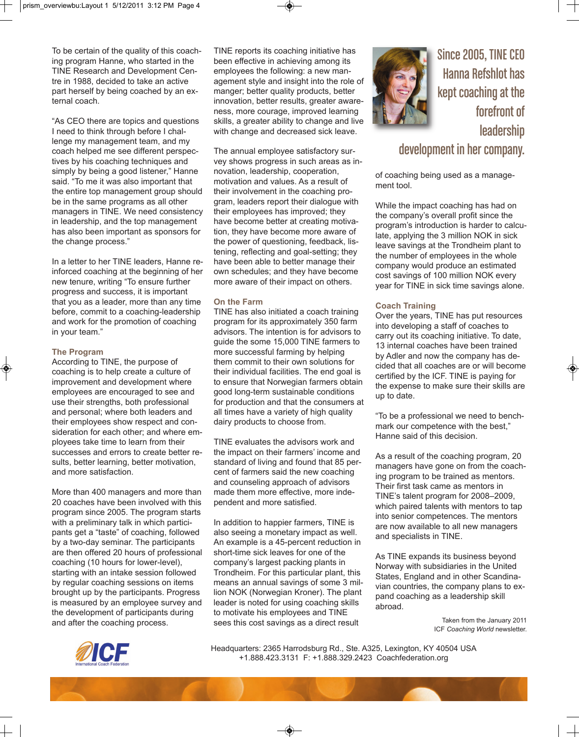To be certain of the quality of this coaching program Hanne, who started in the TINE Research and Development Centre in 1988, decided to take an active part herself by being coached by an external coach.

"As CEO there are topics and questions I need to think through before I challenge my management team, and my coach helped me see different perspectives by his coaching techniques and simply by being a good listener," Hanne said. "To me it was also important that the entire top management group should be in the same programs as all other managers in TINE. We need consistency in leadership, and the top management has also been important as sponsors for the change process."

In a letter to her TINE leaders, Hanne reinforced coaching at the beginning of her new tenure, writing "To ensure further progress and success, it is important that you as a leader, more than any time before, commit to a coaching-leadership and work for the promotion of coaching in your team."

### The Program

According to TINE, the purpose of coaching is to help create a culture of improvement and development where employees are encouraged to see and use their strengths, both professional and personal; where both leaders and their employees show respect and consideration for each other; and where employees take time to learn from their successes and errors to create better results, better learning, better motivation, and more satisfaction.

More than 400 managers and more than 20 coaches have been involved with this program since 2005. The program starts with a preliminary talk in which participants get a "taste" of coaching, followed by a two-day seminar. The participants are then offered 20 hours of professional coaching (10 hours for lower-level), starting with an intake session followed by regular coaching sessions on items brought up by the participants. Progress is measured by an employee survey and the development of participants during and after the coaching process.

TINE reports its coaching initiative has been effective in achieving among its employees the following: a new management style and insight into the role of manger; better quality products, better innovation, better results, greater awareness, more courage, improved learning skills, a greater ability to change and live with change and decreased sick leave.

The annual employee satisfactory survey shows progress in such areas as innovation, leadership, cooperation, motivation and values. As a result of their involvement in the coaching program, leaders report their dialogue with their employees has improved; they have become better at creating motivation, they have become more aware of the power of questioning, feedback, listening, reflecting and goal-setting; they have been able to better manage their own schedules; and they have become more aware of their impact on others.

### On the Farm

TINE has also initiated a coach training program for its approximately 350 farm advisors. The intention is for advisors to guide the some 15,000 TINE farmers to more successful farming by helping them commit to their own solutions for their individual facilities. The end goal is to ensure that Norwegian farmers obtain good long-term sustainable conditions for production and that the consumers at all times have a variety of high quality dairy products to choose from.

TINE evaluates the advisors work and the impact on their farmers' income and standard of living and found that 85 percent of farmers said the new coaching and counseling approach of advisors made them more effective, more independent and more satisfied.

In addition to happier farmers, TINE is also seeing a monetary impact as well. An example is a 45-percent reduction in short-time sick leaves for one of the company's largest packing plants in Trondheim. For this particular plant, this means an annual savings of some 3 million NOK (Norwegian Kroner). The plant leader is noted for using coaching skills to motivate his employees and TINE sees this cost savings as a direct result of coaching being used as a management tool.

> Since 2005, TINE CEO Hanna Refshlot has kept coaching at the forefront of leadership development in her company.

While the impact coaching has had on the company's overall profit since the program's introduction is harder to calculate, applying the 3 million NOK in sick leave savings at the Trondheim plant to the number of employees in the whole company would produce an estimated cost savings of 100 million NOK every year for TINE in sick time savings alone.

### Coach Training

Over the years, TINE has put resources into developing a staff of coaches to carry out its coaching initiative. To date, 13 internal coaches have been trained by Adler and now the company has decided that all coaches are or will become certified by the ICF. TINE is paying for the expense to make sure their skills are up to date.

"To be a professional we need to benchmark our competence with the best," Hanne said of this decision.

As a result of the coaching program, 20 managers have gone on from the coaching program to be trained as mentors. Their first task came as mentors in TINE's talent program for 2008–2009, which paired talents with mentors to tap into senior competences. The mentors are now available to all new managers and specialists in TINE.

As TINE expands its business beyond Norway with subsidiaries in the United States, England and in other Scandinavian countries, the company plans to expand coaching as a leadership skill abroad.

Taken from the January 2011 ICF *Coaching World* newsletter.

ICF International Coach Federation

Headquarters: 2365 Harrodsburg Rd., Ste. A325, Lexington, KY 40504 USA
+1.888.423.3131 F: +1.888.329.2423 Coachfederation.org